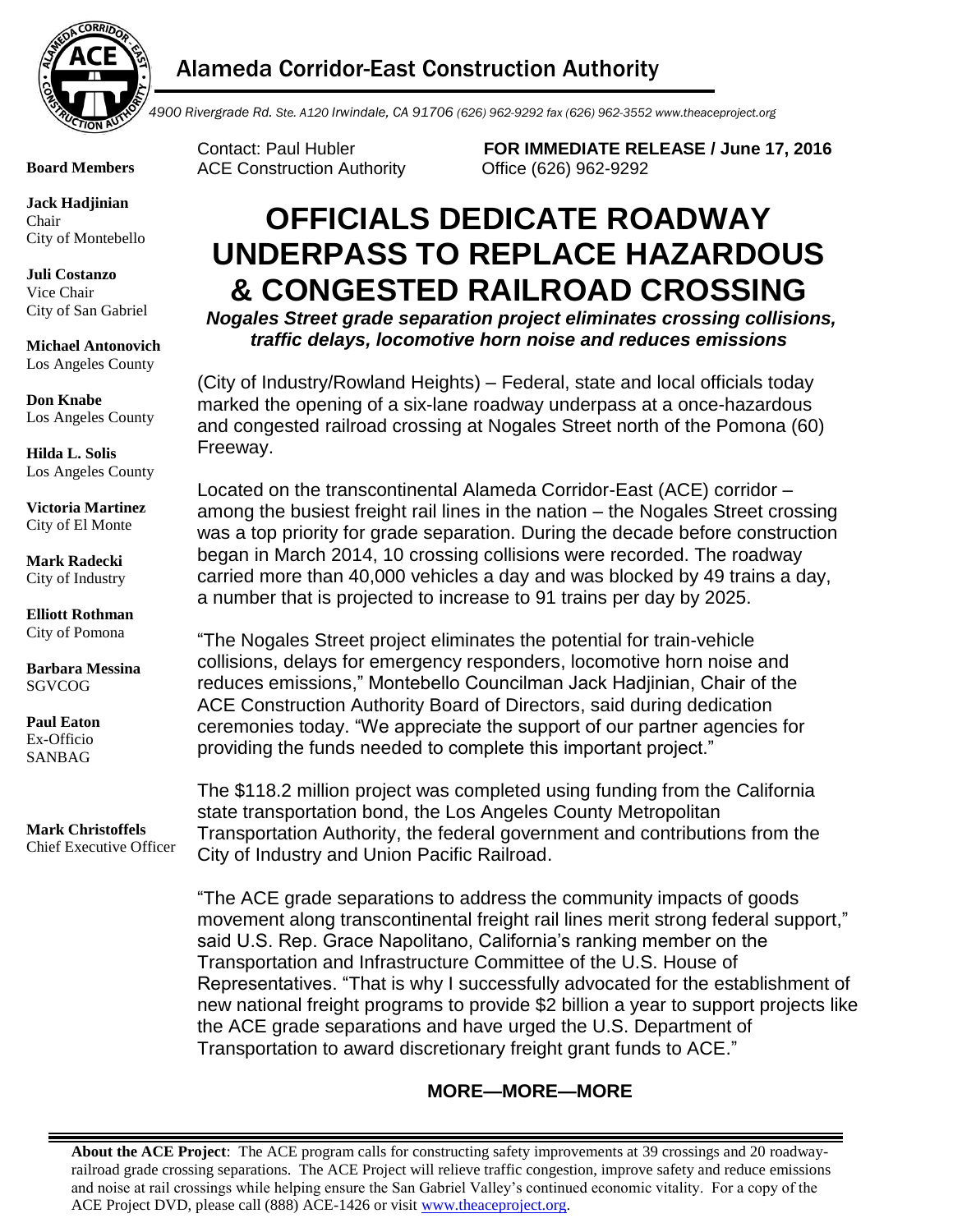# Alameda Corridor-East Construction Authority

*4900 Rivergrade Rd. Ste. A120 Irwindale, CA 91706 (626) 962-9292 fax (626) 962-3552 www.theaceproject.org*

**Board Members**

**Jack Hadjinian**
Chair
City of Montebello

**Juli Costanzo**
Vice Chair
City of San Gabriel

**Michael Antonovich**
Los Angeles County

**Don Knabe**
Los Angeles County

**Hilda L. Solis**
Los Angeles County

**Victoria Martinez**
City of El Monte

**Mark Radecki**
City of Industry

**Elliott Rothman**
City of Pomona

**Barbara Messina**
SGVCOG

**Paul Eaton**
Ex-Officio
SANBAG

**Mark Christoffels**
Chief Executive Officer

Contact: Paul Hubler
ACE Construction Authority

**FOR IMMEDIATE RELEASE / June 17, 2016**
Office (626) 962-9292

# OFFICIALS DEDICATE ROADWAY UNDERPASS TO REPLACE HAZARDOUS & CONGESTED RAILROAD CROSSING

***Nogales Street grade separation project eliminates crossing collisions, traffic delays, locomotive horn noise and reduces emissions***

(City of Industry/Rowland Heights) – Federal, state and local officials today marked the opening of a six-lane roadway underpass at a once-hazardous and congested railroad crossing at Nogales Street north of the Pomona (60) Freeway.

Located on the transcontinental Alameda Corridor-East (ACE) corridor – among the busiest freight rail lines in the nation – the Nogales Street crossing was a top priority for grade separation. During the decade before construction began in March 2014, 10 crossing collisions were recorded. The roadway carried more than 40,000 vehicles a day and was blocked by 49 trains a day, a number that is projected to increase to 91 trains per day by 2025.

"The Nogales Street project eliminates the potential for train-vehicle collisions, delays for emergency responders, locomotive horn noise and reduces emissions," Montebello Councilman Jack Hadjinian, Chair of the ACE Construction Authority Board of Directors, said during dedication ceremonies today. "We appreciate the support of our partner agencies for providing the funds needed to complete this important project."

The $118.2 million project was completed using funding from the California state transportation bond, the Los Angeles County Metropolitan Transportation Authority, the federal government and contributions from the City of Industry and Union Pacific Railroad.

"The ACE grade separations to address the community impacts of goods movement along transcontinental freight rail lines merit strong federal support," said U.S. Rep. Grace Napolitano, California's ranking member on the Transportation and Infrastructure Committee of the U.S. House of Representatives. "That is why I successfully advocated for the establishment of new national freight programs to provide $2 billion a year to support projects like the ACE grade separations and have urged the U.S. Department of Transportation to award discretionary freight grant funds to ACE."

**MORE—MORE—MORE**

**About the ACE Project**: The ACE program calls for constructing safety improvements at 39 crossings and 20 roadway-railroad grade crossing separations. The ACE Project will relieve traffic congestion, improve safety and reduce emissions and noise at rail crossings while helping ensure the San Gabriel Valley's continued economic vitality. For a copy of the ACE Project DVD, please call (888) ACE-1426 or visit www.theaceproject.org.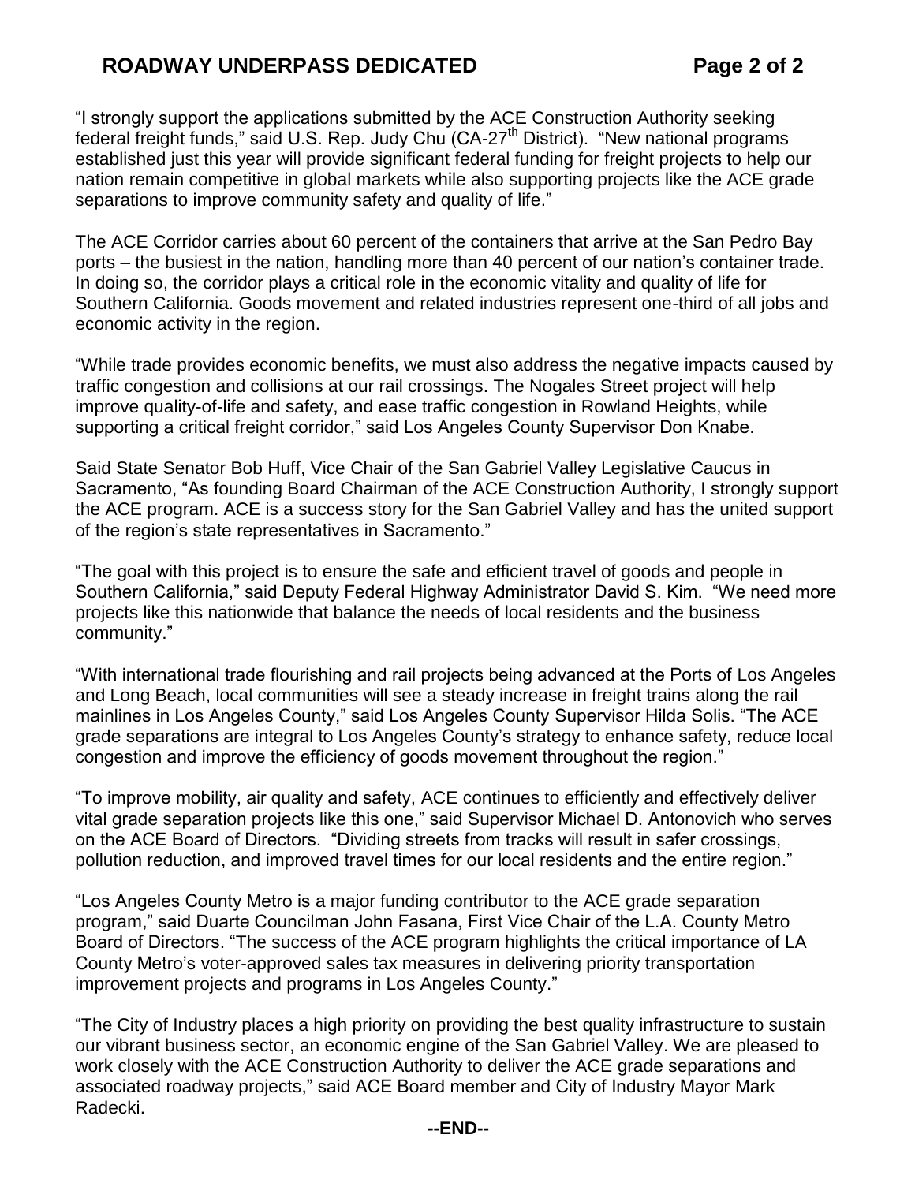"I strongly support the applications submitted by the ACE Construction Authority seeking federal freight funds," said U.S. Rep. Judy Chu (CA-27th District). "New national programs established just this year will provide significant federal funding for freight projects to help our nation remain competitive in global markets while also supporting projects like the ACE grade separations to improve community safety and quality of life."

The ACE Corridor carries about 60 percent of the containers that arrive at the San Pedro Bay ports – the busiest in the nation, handling more than 40 percent of our nation's container trade. In doing so, the corridor plays a critical role in the economic vitality and quality of life for Southern California. Goods movement and related industries represent one-third of all jobs and economic activity in the region.

"While trade provides economic benefits, we must also address the negative impacts caused by traffic congestion and collisions at our rail crossings. The Nogales Street project will help improve quality-of-life and safety, and ease traffic congestion in Rowland Heights, while supporting a critical freight corridor," said Los Angeles County Supervisor Don Knabe.

Said State Senator Bob Huff, Vice Chair of the San Gabriel Valley Legislative Caucus in Sacramento, "As founding Board Chairman of the ACE Construction Authority, I strongly support the ACE program. ACE is a success story for the San Gabriel Valley and has the united support of the region's state representatives in Sacramento."

"The goal with this project is to ensure the safe and efficient travel of goods and people in Southern California," said Deputy Federal Highway Administrator David S. Kim. "We need more projects like this nationwide that balance the needs of local residents and the business community."

"With international trade flourishing and rail projects being advanced at the Ports of Los Angeles and Long Beach, local communities will see a steady increase in freight trains along the rail mainlines in Los Angeles County," said Los Angeles County Supervisor Hilda Solis. "The ACE grade separations are integral to Los Angeles County's strategy to enhance safety, reduce local congestion and improve the efficiency of goods movement throughout the region."

"To improve mobility, air quality and safety, ACE continues to efficiently and effectively deliver vital grade separation projects like this one," said Supervisor Michael D. Antonovich who serves on the ACE Board of Directors. "Dividing streets from tracks will result in safer crossings, pollution reduction, and improved travel times for our local residents and the entire region."

"Los Angeles County Metro is a major funding contributor to the ACE grade separation program," said Duarte Councilman John Fasana, First Vice Chair of the L.A. County Metro Board of Directors. "The success of the ACE program highlights the critical importance of LA County Metro's voter-approved sales tax measures in delivering priority transportation improvement projects and programs in Los Angeles County."

"The City of Industry places a high priority on providing the best quality infrastructure to sustain our vibrant business sector, an economic engine of the San Gabriel Valley. We are pleased to work closely with the ACE Construction Authority to deliver the ACE grade separations and associated roadway projects," said ACE Board member and City of Industry Mayor Mark Radecki.

**--END--**